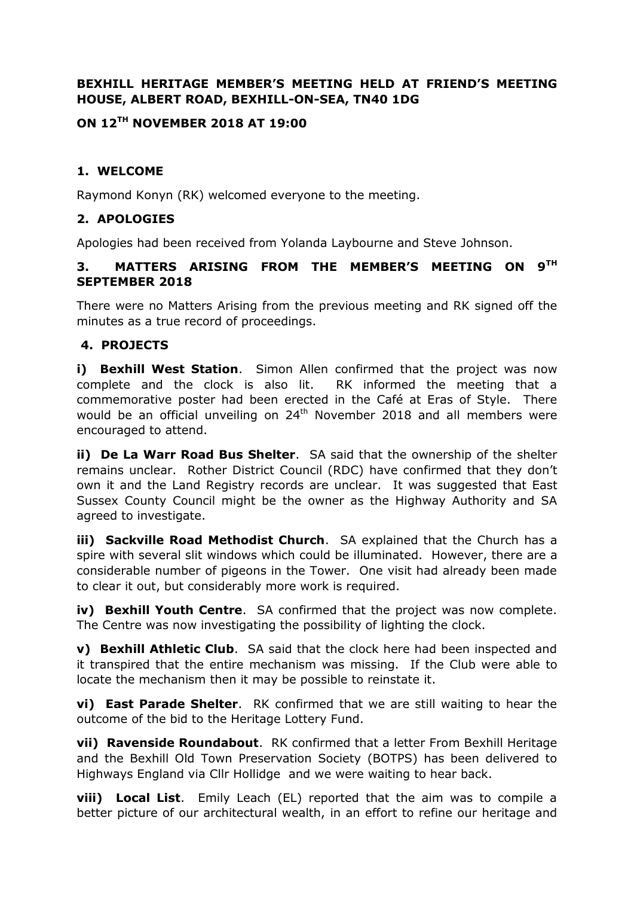**BEXHILL HERITAGE MEMBER'S MEETING HELD AT FRIEND'S MEETING HOUSE, ALBERT ROAD, BEXHILL-ON-SEA, TN40 1DG**

**ON 12TH NOVEMBER 2018 AT 19:00**

## 1. WELCOME

Raymond Konyn (RK) welcomed everyone to the meeting.

## 2. APOLOGIES

Apologies had been received from Yolanda Laybourne and Steve Johnson.

## 3. MATTERS ARISING FROM THE MEMBER'S MEETING ON 9TH SEPTEMBER 2018

There were no Matters Arising from the previous meeting and RK signed off the minutes as a true record of proceedings.

## 4. PROJECTS

**i) Bexhill West Station**. Simon Allen confirmed that the project was now complete and the clock is also lit. RK informed the meeting that a commemorative poster had been erected in the Café at Eras of Style. There would be an official unveiling on 24th November 2018 and all members were encouraged to attend.

**ii) De La Warr Road Bus Shelter**. SA said that the ownership of the shelter remains unclear. Rother District Council (RDC) have confirmed that they don't own it and the Land Registry records are unclear. It was suggested that East Sussex County Council might be the owner as the Highway Authority and SA agreed to investigate.

**iii) Sackville Road Methodist Church**. SA explained that the Church has a spire with several slit windows which could be illuminated. However, there are a considerable number of pigeons in the Tower. One visit had already been made to clear it out, but considerably more work is required.

**iv) Bexhill Youth Centre**. SA confirmed that the project was now complete. The Centre was now investigating the possibility of lighting the clock.

**v) Bexhill Athletic Club**. SA said that the clock here had been inspected and it transpired that the entire mechanism was missing. If the Club were able to locate the mechanism then it may be possible to reinstate it.

**vi) East Parade Shelter**. RK confirmed that we are still waiting to hear the outcome of the bid to the Heritage Lottery Fund.

**vii) Ravenside Roundabout**. RK confirmed that a letter From Bexhill Heritage and the Bexhill Old Town Preservation Society (BOTPS) has been delivered to Highways England via Cllr Hollidge and we were waiting to hear back.

**viii) Local List**. Emily Leach (EL) reported that the aim was to compile a better picture of our architectural wealth, in an effort to refine our heritage and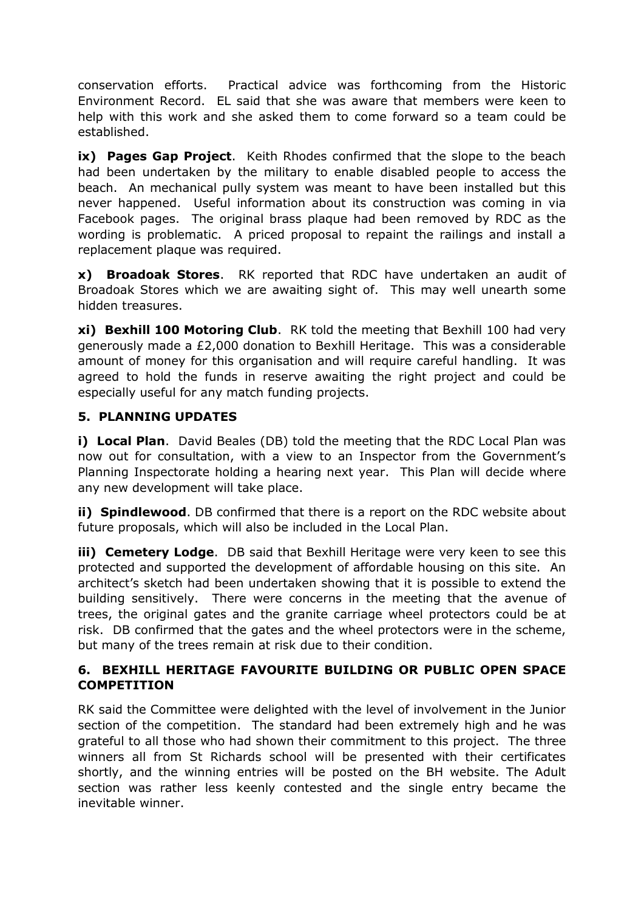conservation efforts. Practical advice was forthcoming from the Historic Environment Record. EL said that she was aware that members were keen to help with this work and she asked them to come forward so a team could be established.

**ix) Pages Gap Project**. Keith Rhodes confirmed that the slope to the beach had been undertaken by the military to enable disabled people to access the beach. An mechanical pully system was meant to have been installed but this never happened. Useful information about its construction was coming in via Facebook pages. The original brass plaque had been removed by RDC as the wording is problematic. A priced proposal to repaint the railings and install a replacement plaque was required.

**x) Broadoak Stores**. RK reported that RDC have undertaken an audit of Broadoak Stores which we are awaiting sight of. This may well unearth some hidden treasures.

**xi) Bexhill 100 Motoring Club**. RK told the meeting that Bexhill 100 had very generously made a £2,000 donation to Bexhill Heritage. This was a considerable amount of money for this organisation and will require careful handling. It was agreed to hold the funds in reserve awaiting the right project and could be especially useful for any match funding projects.

## 5. PLANNING UPDATES

**i) Local Plan**. David Beales (DB) told the meeting that the RDC Local Plan was now out for consultation, with a view to an Inspector from the Government's Planning Inspectorate holding a hearing next year. This Plan will decide where any new development will take place.

**ii) Spindlewood**. DB confirmed that there is a report on the RDC website about future proposals, which will also be included in the Local Plan.

**iii) Cemetery Lodge**. DB said that Bexhill Heritage were very keen to see this protected and supported the development of affordable housing on this site. An architect's sketch had been undertaken showing that it is possible to extend the building sensitively. There were concerns in the meeting that the avenue of trees, the original gates and the granite carriage wheel protectors could be at risk. DB confirmed that the gates and the wheel protectors were in the scheme, but many of the trees remain at risk due to their condition.

## 6. BEXHILL HERITAGE FAVOURITE BUILDING OR PUBLIC OPEN SPACE COMPETITION

RK said the Committee were delighted with the level of involvement in the Junior section of the competition. The standard had been extremely high and he was grateful to all those who had shown their commitment to this project. The three winners all from St Richards school will be presented with their certificates shortly, and the winning entries will be posted on the BH website. The Adult section was rather less keenly contested and the single entry became the inevitable winner.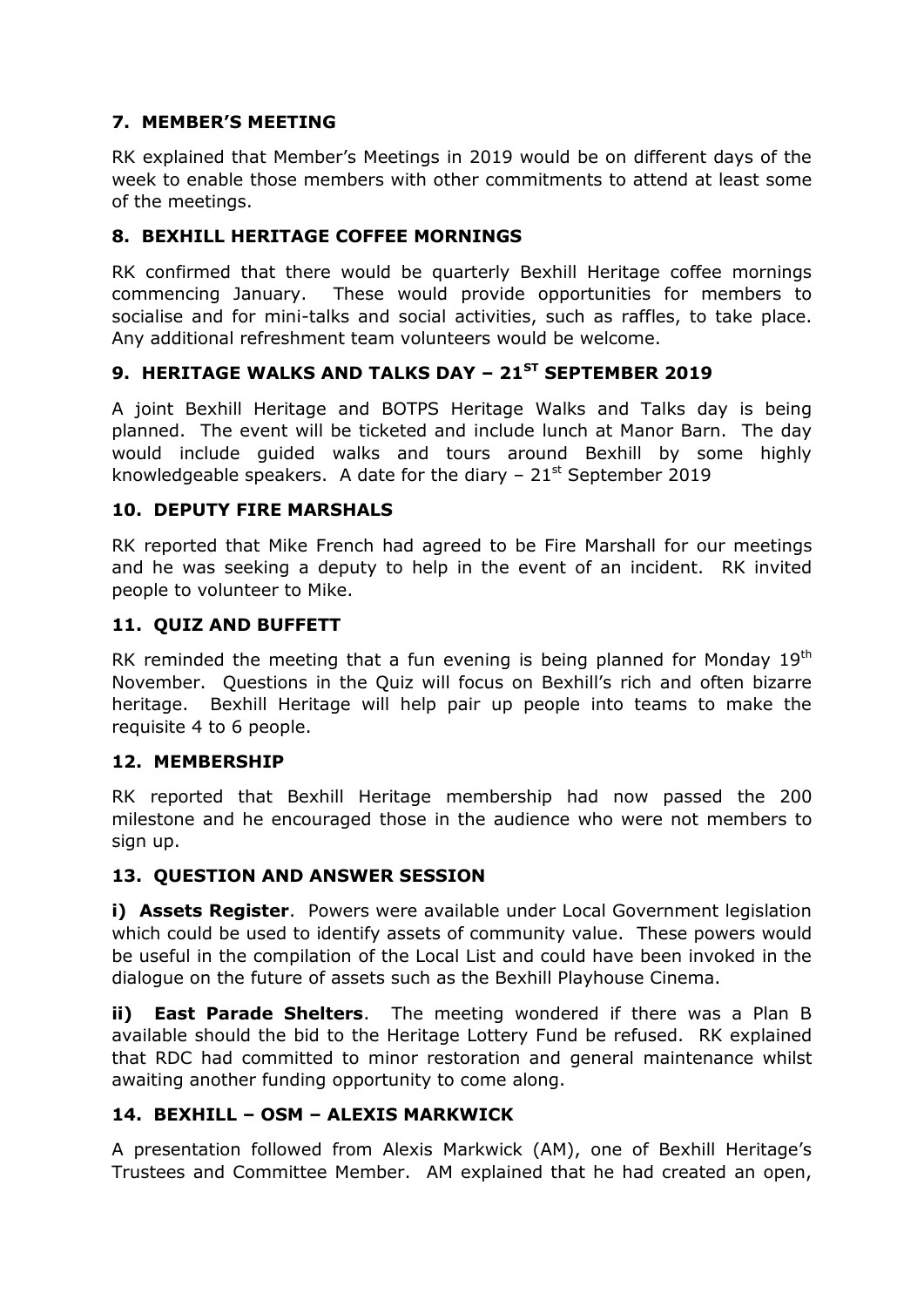## 7. MEMBER'S MEETING

RK explained that Member's Meetings in 2019 would be on different days of the week to enable those members with other commitments to attend at least some of the meetings.

## 8. BEXHILL HERITAGE COFFEE MORNINGS

RK confirmed that there would be quarterly Bexhill Heritage coffee mornings commencing January. These would provide opportunities for members to socialise and for mini-talks and social activities, such as raffles, to take place. Any additional refreshment team volunteers would be welcome.

## 9. HERITAGE WALKS AND TALKS DAY – 21ST SEPTEMBER 2019

A joint Bexhill Heritage and BOTPS Heritage Walks and Talks day is being planned. The event will be ticketed and include lunch at Manor Barn. The day would include guided walks and tours around Bexhill by some highly knowledgeable speakers. A date for the diary – 21st September 2019

## 10. DEPUTY FIRE MARSHALS

RK reported that Mike French had agreed to be Fire Marshall for our meetings and he was seeking a deputy to help in the event of an incident. RK invited people to volunteer to Mike.

## 11. QUIZ AND BUFFETT

RK reminded the meeting that a fun evening is being planned for Monday 19th November. Questions in the Quiz will focus on Bexhill's rich and often bizarre heritage. Bexhill Heritage will help pair up people into teams to make the requisite 4 to 6 people.

## 12. MEMBERSHIP

RK reported that Bexhill Heritage membership had now passed the 200 milestone and he encouraged those in the audience who were not members to sign up.

## 13. QUESTION AND ANSWER SESSION

**i) Assets Register**. Powers were available under Local Government legislation which could be used to identify assets of community value. These powers would be useful in the compilation of the Local List and could have been invoked in the dialogue on the future of assets such as the Bexhill Playhouse Cinema.

**ii) East Parade Shelters**. The meeting wondered if there was a Plan B available should the bid to the Heritage Lottery Fund be refused. RK explained that RDC had committed to minor restoration and general maintenance whilst awaiting another funding opportunity to come along.

## 14. BEXHILL – OSM – ALEXIS MARKWICK

A presentation followed from Alexis Markwick (AM), one of Bexhill Heritage's Trustees and Committee Member. AM explained that he had created an open,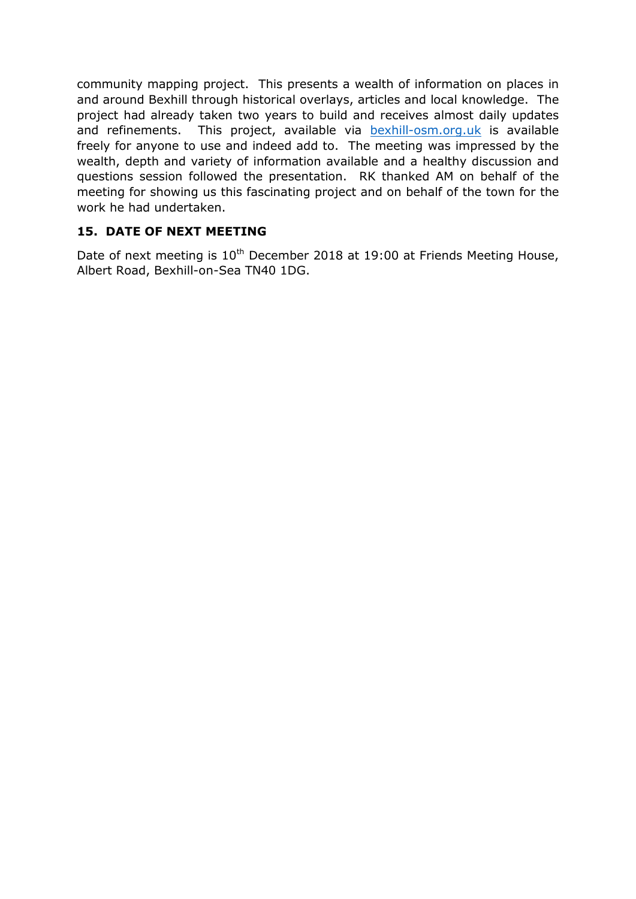community mapping project. This presents a wealth of information on places in and around Bexhill through historical overlays, articles and local knowledge. The project had already taken two years to build and receives almost daily updates and refinements. This project, available via [bexhill-osm.org.uk](bexhill-osm.org.uk) is available freely for anyone to use and indeed add to. The meeting was impressed by the wealth, depth and variety of information available and a healthy discussion and questions session followed the presentation. RK thanked AM on behalf of the meeting for showing us this fascinating project and on behalf of the town for the work he had undertaken.

## 15. DATE OF NEXT MEETING

Date of next meeting is 10th December 2018 at 19:00 at Friends Meeting House, Albert Road, Bexhill-on-Sea TN40 1DG.